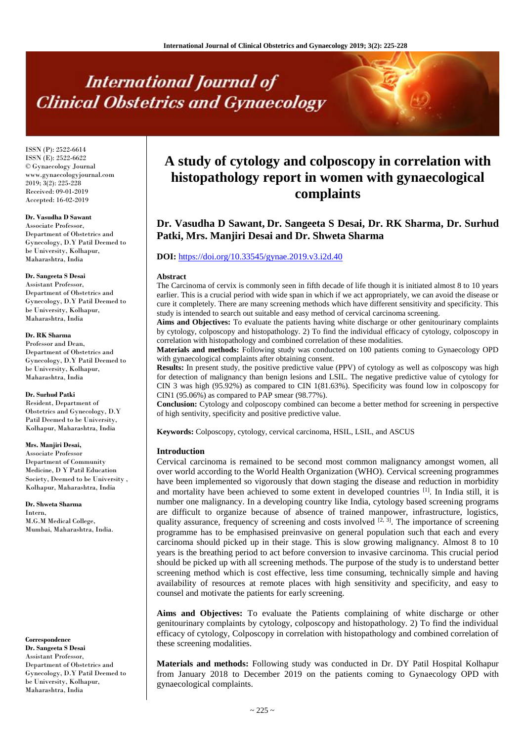# A study of cytology and colposcopy in correlation with histopathology report in women with gynaecological complaints

**Dr. Vasudha D Sawant, Dr. Sangeeta S Desai, Dr. RK Sharma, Dr. Surhud Patki, Mrs. Manjiri Desai and Dr. Shweta Sharma**

**DOI:** https://doi.org/10.33545/gynae.2019.v3.i2d.40

ISSN (P): 2522-6614
ISSN (E): 2522-6622
© Gynaecology Journal
www.gynaecologyjournal.com
2019; 3(2): 225-228
Received: 09-01-2019
Accepted: 16-02-2019

**Dr. Vasudha D Sawant**
Associate Professor, Department of Obstetrics and Gynecology, D.Y Patil Deemed to be University, Kolhapur, Maharashtra, India

**Dr. Sangeeta S Desai**
Assistant Professor, Department of Obstetrics and Gynecology, D.Y Patil Deemed to be University, Kolhapur, Maharashtra, India

**Dr. RK Sharma**
Professor and Dean, Department of Obstetrics and Gynecology, D.Y Patil Deemed to be University, Kolhapur, Maharashtra, India

**Dr. Surhud Patki**
Resident, Department of Obstetrics and Gynecology, D.Y Patil Deemed to be University, Kolhapur, Maharashtra, India

**Mrs. Manjiri Desai,**
Associate Professor Department of Community Medicine, D Y Patil Education Society, Deemed to be University, Kolhapur, Maharashtra, India

**Dr. Shweta Sharma**
Intern, M.G.M Medical College, Mumbai, Maharashtra, India.

**Correspondence**
**Dr. Sangeeta S Desai**
Assistant Professor, Department of Obstetrics and Gynecology, D.Y Patil Deemed to be University, Kolhapur, Maharashtra, India

## Abstract

The Carcinoma of cervix is commonly seen in fifth decade of life though it is initiated almost 8 to 10 years earlier. This is a crucial period with wide span in which if we act appropriately, we can avoid the disease or cure it completely. There are many screening methods which have different sensitivity and specificity. This study is intended to search out suitable and easy method of cervical carcinoma screening.

**Aims and Objectives:** To evaluate the patients having white discharge or other genitourinary complaints by cytology, colposcopy and histopathology. 2) To find the individual efficacy of cytology, colposcopy in correlation with histopathology and combined correlation of these modalities.

**Materials and methods:** Following study was conducted on 100 patients coming to Gynaecology OPD with gynaecological complaints after obtaining consent.

**Results:** In present study, the positive predictive value (PPV) of cytology as well as colposcopy was high for detection of malignancy than benign lesions and LSIL. The negative predictive value of cytology for CIN 3 was high (95.92%) as compared to CIN 1(81.63%). Specificity was found low in colposcopy for CIN1 (95.06%) as compared to PAP smear (98.77%).

**Conclusion:** Cytology and colposcopy combined can become a better method for screening in perspective of high sentivity, specificity and positive predictive value.

**Keywords:** Colposcopy, cytology, cervical carcinoma, HSIL, LSIL, and ASCUS

## Introduction

Cervical carcinoma is remained to be second most common malignancy amongst women, all over world according to the World Health Organization (WHO). Cervical screening programmes have been implemented so vigorously that down staging the disease and reduction in morbidity and mortality have been achieved to some extent in developed countries [1]. In India still, it is number one malignancy. In a developing country like India, cytology based screening programs are difficult to organize because of absence of trained manpower, infrastructure, logistics, quality assurance, frequency of screening and costs involved [2, 3]. The importance of screening programme has to be emphasised preinvasive on general population such that each and every carcinoma should picked up in their stage. This is slow growing malignancy. Almost 8 to 10 years is the breathing period to act before conversion to invasive carcinoma. This crucial period should be picked up with all screening methods. The purpose of the study is to understand better screening method which is cost effective, less time consuming, technically simple and having availability of resources at remote places with high sensitivity and specificity, and easy to counsel and motivate the patients for early screening.

**Aims and Objectives:** To evaluate the Patients complaining of white discharge or other genitourinary complaints by cytology, colposcopy and histopathology. 2) To find the individual efficacy of cytology, Colposcopy in correlation with histopathology and combined correlation of these screening modalities.

**Materials and methods:** Following study was conducted in Dr. DY Patil Hospital Kolhapur from January 2018 to December 2019 on the patients coming to Gynaecology OPD with gynaecological complaints.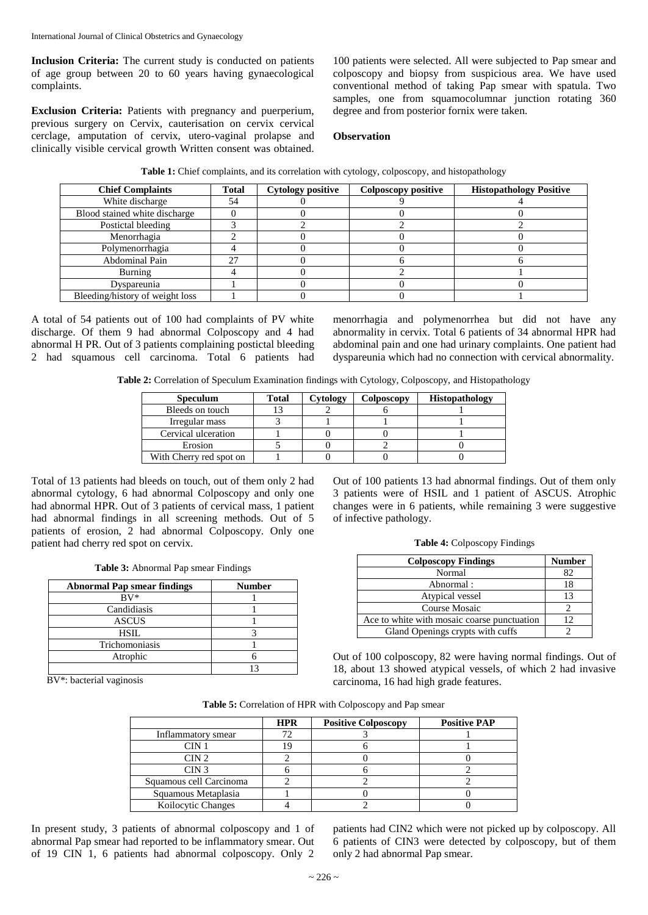**Inclusion Criteria:** The current study is conducted on patients of age group between 20 to 60 years having gynaecological complaints.

**Exclusion Criteria:** Patients with pregnancy and puerperium, previous surgery on Cervix, cauterisation on cervix cervical cerclage, amputation of cervix, utero-vaginal prolapse and clinically visible cervical growth Written consent was obtained.

100 patients were selected. All were subjected to Pap smear and colposcopy and biopsy from suspicious area. We have used conventional method of taking Pap smear with spatula. Two samples, one from squamocolumnar junction rotating 360 degree and from posterior fornix were taken.

## Observation

**Table 1:** Chief complaints, and its correlation with cytology, colposcopy, and histopathology

| Chief Complaints | Total | Cytology positive | Colposcopy positive | Histopathology Positive |
|---|---|---|---|---|
| White discharge | 54 | 0 | 9 | 4 |
| Blood stained white discharge | 0 | 0 | 0 | 0 |
| Postictal bleeding | 3 | 2 | 2 | 2 |
| Menorrhagia | 2 | 0 | 0 | 0 |
| Polymenorrhagia | 4 | 0 | 0 | 0 |
| Abdominal Pain | 27 | 0 | 6 | 6 |
| Burning | 4 | 0 | 2 | 1 |
| Dyspareunia | 1 | 0 | 0 | 0 |
| Bleeding/history of weight loss | 1 | 0 | 0 | 1 |

A total of 54 patients out of 100 had complaints of PV white discharge. Of them 9 had abnormal Colposcopy and 4 had abnormal H PR. Out of 3 patients complaining postictal bleeding 2 had squamous cell carcinoma. Total 6 patients had menorrhagia and polymenorrhea but did not have any abnormality in cervix. Total 6 patients of 34 abnormal HPR had abdominal pain and one had urinary complaints. One patient had dyspareunia which had no connection with cervical abnormality.

**Table 2:** Correlation of Speculum Examination findings with Cytology, Colposcopy, and Histopathology

| Speculum | Total | Cytology | Colposcopy | Histopathology |
|---|---|---|---|---|
| Bleeds on touch | 13 | 2 | 6 | 1 |
| Irregular mass | 3 | 1 | 1 | 1 |
| Cervical ulceration | 1 | 0 | 0 | 1 |
| Erosion | 5 | 0 | 2 | 0 |
| With Cherry red spot on | 1 | 0 | 0 | 0 |

Total of 13 patients had bleeds on touch, out of them only 2 had abnormal cytology, 6 had abnormal Colposcopy and only one had abnormal HPR. Out of 3 patients of cervical mass, 1 patient had abnormal findings in all screening methods. Out of 5 patients of erosion, 2 had abnormal Colposcopy. Only one patient had cherry red spot on cervix.

**Table 3:** Abnormal Pap smear Findings

| Abnormal Pap smear findings | Number |
|---|---|
| BV* | 1 |
| Candidiasis | 1 |
| ASCUS | 1 |
| HSIL | 3 |
| Trichomoniasis | 1 |
| Atrophic | 6 |
| | 13 |

BV*: bacterial vaginosis

Out of 100 patients 13 had abnormal findings. Out of them only 3 patients were of HSIL and 1 patient of ASCUS. Atrophic changes were in 6 patients, while remaining 3 were suggestive of infective pathology.

**Table 4:** Colposcopy Findings

| Colposcopy Findings | Number |
|---|---|
| Normal | 82 |
| Abnormal : | 18 |
| Atypical vessel | 13 |
| Course Mosaic | 2 |
| Ace to white with mosaic coarse punctuation | 12 |
| Gland Openings crypts with cuffs | 2 |

Out of 100 colposcopy, 82 were having normal findings. Out of 18, about 13 showed atypical vessels, of which 2 had invasive carcinoma, 16 had high grade features.

**Table 5:** Correlation of HPR with Colposcopy and Pap smear

| | HPR | Positive Colposcopy | Positive PAP |
|---|---|---|---|
| Inflammatory smear | 72 | 3 | 1 |
| CIN 1 | 19 | 6 | 1 |
| CIN 2 | 2 | 0 | 0 |
| CIN 3 | 6 | 6 | 2 |
| Squamous cell Carcinoma | 2 | 2 | 2 |
| Squamous Metaplasia | 1 | 0 | 0 |
| Koilocytic Changes | 4 | 2 | 0 |

In present study, 3 patients of abnormal colposcopy and 1 of abnormal Pap smear had reported to be inflammatory smear. Out of 19 CIN 1, 6 patients had abnormal colposcopy. Only 2 patients had CIN2 which were not picked up by colposcopy. All 6 patients of CIN3 were detected by colposcopy, but of them only 2 had abnormal Pap smear.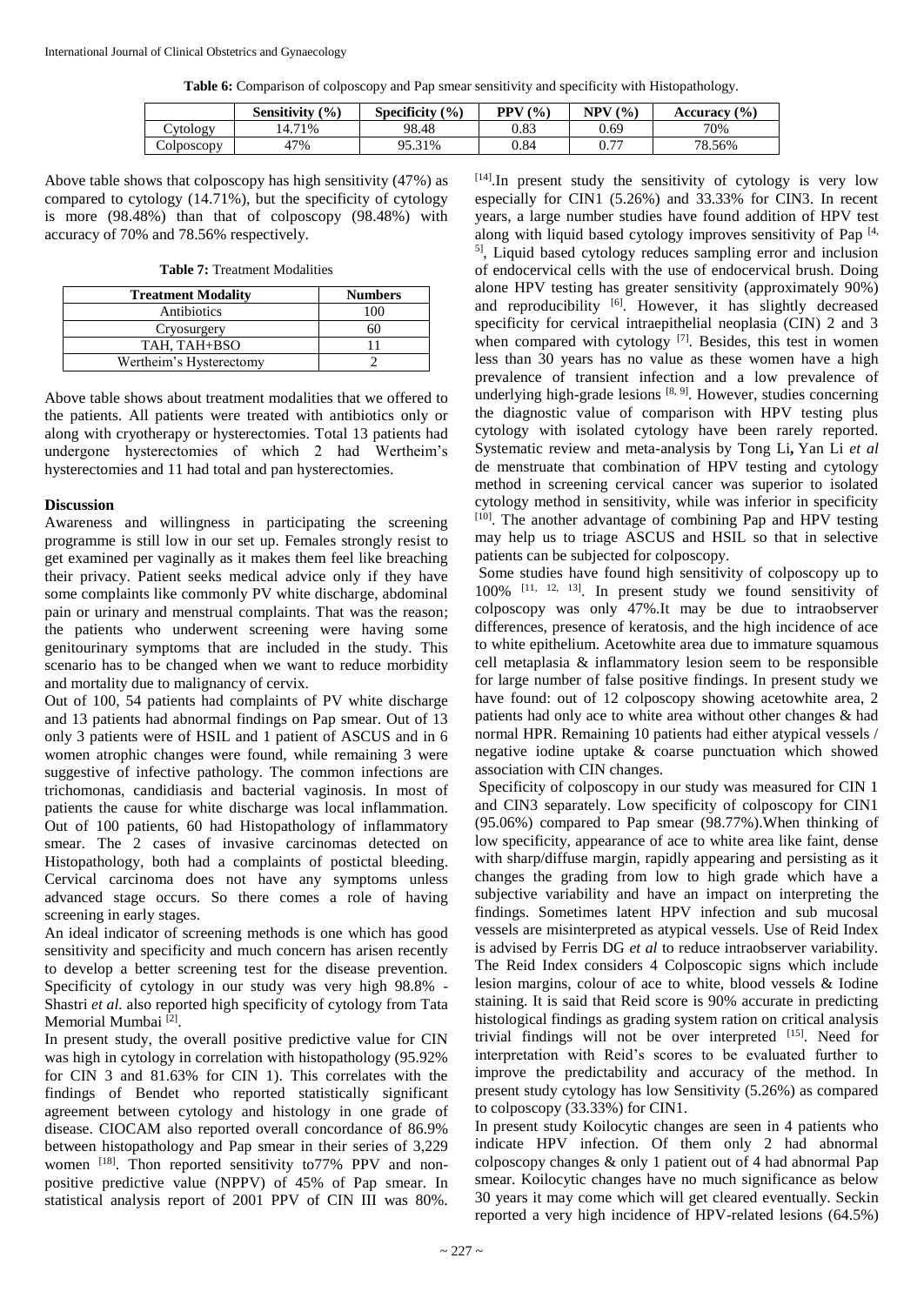**Table 6:** Comparison of colposcopy and Pap smear sensitivity and specificity with Histopathology.

| | Sensitivity (%) | Specificity (%) | PPV (%) | NPV (%) | Accuracy (%) |
|---|---|---|---|---|---|
| Cytology | 14.71% | 98.48 | 0.83 | 0.69 | 70% |
| Colposcopy | 47% | 95.31% | 0.84 | 0.77 | 78.56% |

Above table shows that colposcopy has high sensitivity (47%) as compared to cytology (14.71%), but the specificity of cytology is more (98.48%) than that of colposcopy (98.48%) with accuracy of 70% and 78.56% respectively.

**Table 7:** Treatment Modalities

| Treatment Modality | Numbers |
|---|---|
| Antibiotics | 100 |
| Cryosurgery | 60 |
| TAH, TAH+BSO | 11 |
| Wertheim's Hysterectomy | 2 |

Above table shows about treatment modalities that we offered to the patients. All patients were treated with antibiotics only or along with cryotherapy or hysterectomies. Total 13 patients had undergone hysterectomies of which 2 had Wertheim's hysterectomies and 11 had total and pan hysterectomies.

## Discussion

Awareness and willingness in participating the screening programme is still low in our set up. Females strongly resist to get examined per vaginally as it makes them feel like breaching their privacy. Patient seeks medical advice only if they have some complaints like commonly PV white discharge, abdominal pain or urinary and menstrual complaints. That was the reason; the patients who underwent screening were having some genitourinary symptoms that are included in the study. This scenario has to be changed when we want to reduce morbidity and mortality due to malignancy of cervix.

Out of 100, 54 patients had complaints of PV white discharge and 13 patients had abnormal findings on Pap smear. Out of 13 only 3 patients were of HSIL and 1 patient of ASCUS and in 6 women atrophic changes were found, while remaining 3 were suggestive of infective pathology. The common infections are trichomonas, candidiasis and bacterial vaginosis. In most of patients the cause for white discharge was local inflammation. Out of 100 patients, 60 had Histopathology of inflammatory smear. The 2 cases of invasive carcinomas detected on Histopathology, both had a complaints of postictal bleeding. Cervical carcinoma does not have any symptoms unless advanced stage occurs. So there comes a role of having screening in early stages.

An ideal indicator of screening methods is one which has good sensitivity and specificity and much concern has arisen recently to develop a better screening test for the disease prevention. Specificity of cytology in our study was very high 98.8% - Shastri *et al.* also reported high specificity of cytology from Tata Memorial Mumbai [2].

In present study, the overall positive predictive value for CIN was high in cytology in correlation with histopathology (95.92% for CIN 3 and 81.63% for CIN 1). This correlates with the findings of Bendet who reported statistically significant agreement between cytology and histology in one grade of disease. CIOCAM also reported overall concordance of 86.9% between histopathology and Pap smear in their series of 3,229 women [18]. Thon reported sensitivity to77% PPV and non-positive predictive value (NPPV) of 45% of Pap smear. In statistical analysis report of 2001 PPV of CIN III was 80% [14].In present study the sensitivity of cytology is very low especially for CIN1 (5.26%) and 33.33% for CIN3. In recent years, a large number studies have found addition of HPV test along with liquid based cytology improves sensitivity of Pap [4, 5], Liquid based cytology reduces sampling error and inclusion of endocervical cells with the use of endocervical brush. Doing alone HPV testing has greater sensitivity (approximately 90%) and reproducibility [6]. However, it has slightly decreased specificity for cervical intraepithelial neoplasia (CIN) 2 and 3 when compared with cytology [7]. Besides, this test in women less than 30 years has no value as these women have a high prevalence of transient infection and a low prevalence of underlying high-grade lesions [8, 9]. However, studies concerning the diagnostic value of comparison with HPV testing plus cytology with isolated cytology have been rarely reported. Systematic review and meta-analysis by Tong Li**,** Yan Li *et al* de menstruate that combination of HPV testing and cytology method in screening cervical cancer was superior to isolated cytology method in sensitivity, while was inferior in specificity [10]. The another advantage of combining Pap and HPV testing may help us to triage ASCUS and HSIL so that in selective patients can be subjected for colposcopy.

Some studies have found high sensitivity of colposcopy up to 100% [11, 12, 13]. In present study we found sensitivity of colposcopy was only 47%.It may be due to intraobserver differences, presence of keratosis, and the high incidence of ace to white epithelium. Acetowhite area due to immature squamous cell metaplasia & inflammatory lesion seem to be responsible for large number of false positive findings. In present study we have found: out of 12 colposcopy showing acetowhite area, 2 patients had only ace to white area without other changes & had normal HPR. Remaining 10 patients had either atypical vessels / negative iodine uptake & coarse punctuation which showed association with CIN changes.

Specificity of colposcopy in our study was measured for CIN 1 and CIN3 separately. Low specificity of colposcopy for CIN1 (95.06%) compared to Pap smear (98.77%).When thinking of low specificity, appearance of ace to white area like faint, dense with sharp/diffuse margin, rapidly appearing and persisting as it changes the grading from low to high grade which have a subjective variability and have an impact on interpreting the findings. Sometimes latent HPV infection and sub mucosal vessels are misinterpreted as atypical vessels. Use of Reid Index is advised by Ferris DG *et al* to reduce intraobserver variability. The Reid Index considers 4 Colposcopic signs which include lesion margins, colour of ace to white, blood vessels & Iodine staining. It is said that Reid score is 90% accurate in predicting histological findings as grading system ration on critical analysis trivial findings will not be over interpreted [15]. Need for interpretation with Reid's scores to be evaluated further to improve the predictability and accuracy of the method. In present study cytology has low Sensitivity (5.26%) as compared to colposcopy (33.33%) for CIN1.

In present study Koilocytic changes are seen in 4 patients who indicate HPV infection. Of them only 2 had abnormal colposcopy changes & only 1 patient out of 4 had abnormal Pap smear. Koilocytic changes have no much significance as below 30 years it may come which will get cleared eventually. Seckin reported a very high incidence of HPV-related lesions (64.5%)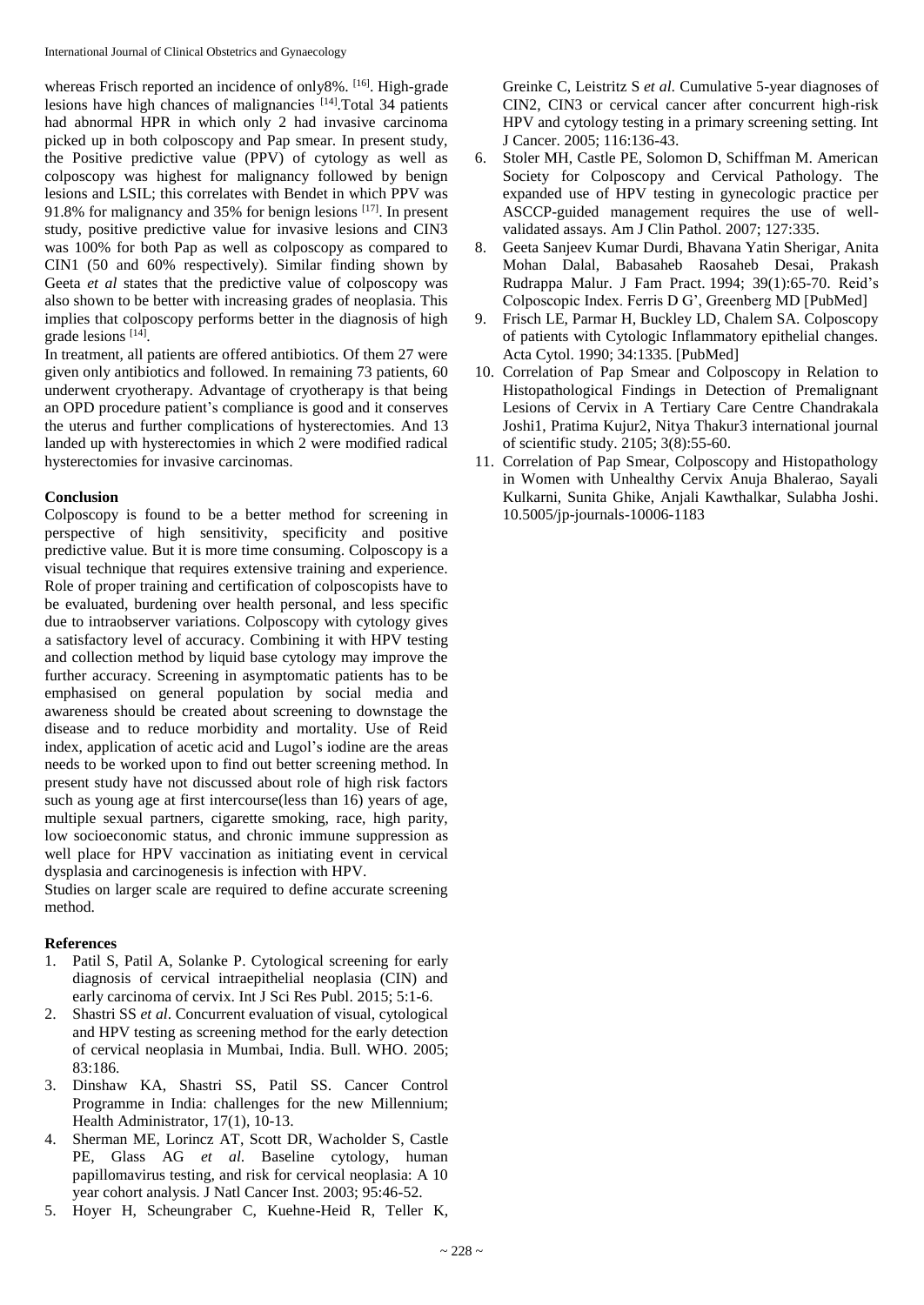whereas Frisch reported an incidence of only8%. [16]. High-grade lesions have high chances of malignancies [14].Total 34 patients had abnormal HPR in which only 2 had invasive carcinoma picked up in both colposcopy and Pap smear. In present study, the Positive predictive value (PPV) of cytology as well as colposcopy was highest for malignancy followed by benign lesions and LSIL; this correlates with Bendet in which PPV was 91.8% for malignancy and 35% for benign lesions [17]. In present study, positive predictive value for invasive lesions and CIN3 was 100% for both Pap as well as colposcopy as compared to CIN1 (50 and 60% respectively). Similar finding shown by Geeta *et al* states that the predictive value of colposcopy was also shown to be better with increasing grades of neoplasia. This implies that colposcopy performs better in the diagnosis of high grade lesions [14].

In treatment, all patients are offered antibiotics. Of them 27 were given only antibiotics and followed. In remaining 73 patients, 60 underwent cryotherapy. Advantage of cryotherapy is that being an OPD procedure patient's compliance is good and it conserves the uterus and further complications of hysterectomies. And 13 landed up with hysterectomies in which 2 were modified radical hysterectomies for invasive carcinomas.

## Conclusion

Colposcopy is found to be a better method for screening in perspective of high sensitivity, specificity and positive predictive value. But it is more time consuming. Colposcopy is a visual technique that requires extensive training and experience. Role of proper training and certification of colposcopists have to be evaluated, burdening over health personal, and less specific due to intraobserver variations. Colposcopy with cytology gives a satisfactory level of accuracy. Combining it with HPV testing and collection method by liquid base cytology may improve the further accuracy. Screening in asymptomatic patients has to be emphasised on general population by social media and awareness should be created about screening to downstage the disease and to reduce morbidity and mortality. Use of Reid index, application of acetic acid and Lugol's iodine are the areas needs to be worked upon to find out better screening method. In present study have not discussed about role of high risk factors such as young age at first intercourse(less than 16) years of age, multiple sexual partners, cigarette smoking, race, high parity, low socioeconomic status, and chronic immune suppression as well place for HPV vaccination as initiating event in cervical dysplasia and carcinogenesis is infection with HPV.

Studies on larger scale are required to define accurate screening method.

## References

1. Patil S, Patil A, Solanke P. Cytological screening for early diagnosis of cervical intraepithelial neoplasia (CIN) and early carcinoma of cervix. Int J Sci Res Publ. 2015; 5:1-6.
2. Shastri SS *et al*. Concurrent evaluation of visual, cytological and HPV testing as screening method for the early detection of cervical neoplasia in Mumbai, India. Bull. WHO. 2005; 83:186.
3. Dinshaw KA, Shastri SS, Patil SS. Cancer Control Programme in India: challenges for the new Millennium; Health Administrator, 17(1), 10-13.
4. Sherman ME, Lorincz AT, Scott DR, Wacholder S, Castle PE, Glass AG *et al*. Baseline cytology, human papillomavirus testing, and risk for cervical neoplasia: A 10 year cohort analysis. J Natl Cancer Inst. 2003; 95:46-52.
5. Hoyer H, Scheungraber C, Kuehne-Heid R, Teller K, Greinke C, Leistritz S *et al*. Cumulative 5-year diagnoses of CIN2, CIN3 or cervical cancer after concurrent high-risk HPV and cytology testing in a primary screening setting. Int J Cancer. 2005; 116:136-43.
6. Stoler MH, Castle PE, Solomon D, Schiffman M. American Society for Colposcopy and Cervical Pathology. The expanded use of HPV testing in gynecologic practice per ASCCP-guided management requires the use of well-validated assays. Am J Clin Pathol. 2007; 127:335.
8. Geeta Sanjeev Kumar Durdi, Bhavana Yatin Sherigar, Anita Mohan Dalal, Babasaheb Raosaheb Desai, Prakash Rudrappa Malur. J Fam Pract. 1994; 39(1):65-70. Reid's Colposcopic Index. Ferris D G', Greenberg MD [PubMed]
9. Frisch LE, Parmar H, Buckley LD, Chalem SA. Colposcopy of patients with Cytologic Inflammatory epithelial changes. Acta Cytol. 1990; 34:1335. [PubMed]
10. Correlation of Pap Smear and Colposcopy in Relation to Histopathological Findings in Detection of Premalignant Lesions of Cervix in A Tertiary Care Centre Chandrakala Joshi1, Pratima Kujur2, Nitya Thakur3 international journal of scientific study. 2105; 3(8):55-60.
11. Correlation of Pap Smear, Colposcopy and Histopathology in Women with Unhealthy Cervix Anuja Bhalerao, Sayali Kulkarni, Sunita Ghike, Anjali Kawthalkar, Sulabha Joshi. 10.5005/jp-journals-10006-1183